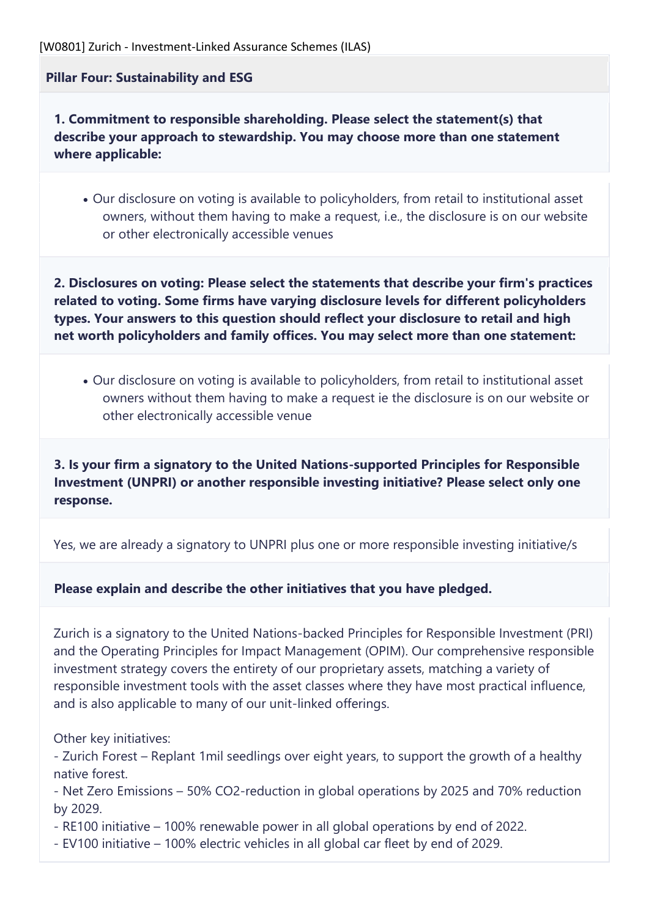[W0801] Zurich - Investment-Linked Assurance Schemes (ILAS)

## Pillar Four: Sustainability and ESG

**1. Commitment to responsible shareholding. Please select the statement(s) that describe your approach to stewardship. You may choose more than one statement where applicable:**

- Our disclosure on voting is available to policyholders, from retail to institutional asset owners, without them having to make a request, i.e., the disclosure is on our website or other electronically accessible venues

**2. Disclosures on voting: Please select the statements that describe your firm's practices related to voting. Some firms have varying disclosure levels for different policyholders types. Your answers to this question should reflect your disclosure to retail and high net worth policyholders and family offices. You may select more than one statement:**

- Our disclosure on voting is available to policyholders, from retail to institutional asset owners without them having to make a request ie the disclosure is on our website or other electronically accessible venue

**3. Is your firm a signatory to the United Nations-supported Principles for Responsible Investment (UNPRI) or another responsible investing initiative? Please select only one response.**

Yes, we are already a signatory to UNPRI plus one or more responsible investing initiative/s

**Please explain and describe the other initiatives that you have pledged.**

Zurich is a signatory to the United Nations-backed Principles for Responsible Investment (PRI) and the Operating Principles for Impact Management (OPIM). Our comprehensive responsible investment strategy covers the entirety of our proprietary assets, matching a variety of responsible investment tools with the asset classes where they have most practical influence, and is also applicable to many of our unit-linked offerings.

Other key initiatives:
- Zurich Forest – Replant 1mil seedlings over eight years, to support the growth of a healthy native forest.
- Net Zero Emissions – 50% $CO_2$-reduction in global operations by 2025 and 70% reduction by 2029.
- RE100 initiative – 100% renewable power in all global operations by end of 2022.
- EV100 initiative – 100% electric vehicles in all global car fleet by end of 2029.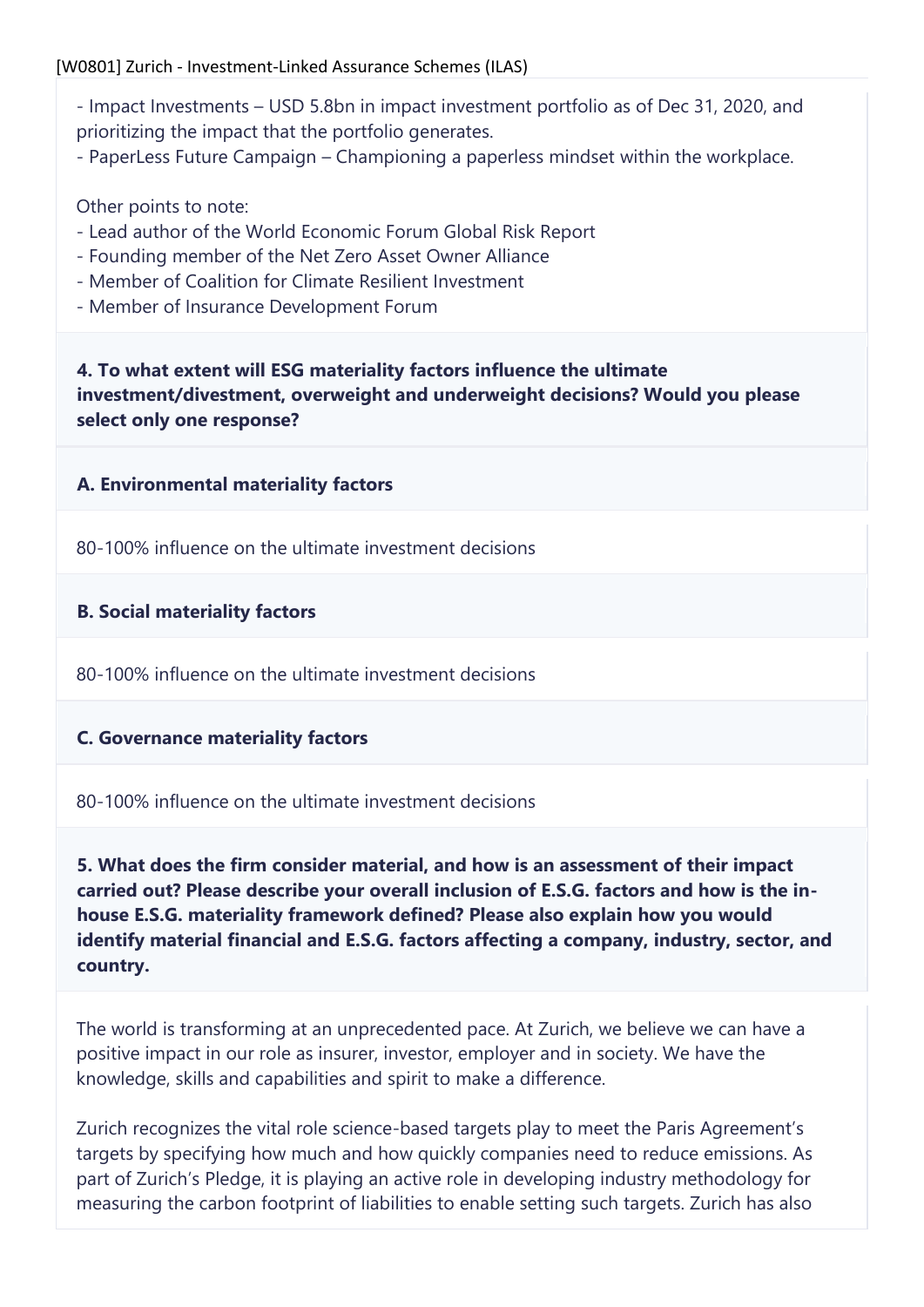- Impact Investments – USD 5.8bn in impact investment portfolio as of Dec 31, 2020, and prioritizing the impact that the portfolio generates.
- PaperLess Future Campaign – Championing a paperless mindset within the workplace.

Other points to note:
- Lead author of the World Economic Forum Global Risk Report
- Founding member of the Net Zero Asset Owner Alliance
- Member of Coalition for Climate Resilient Investment
- Member of Insurance Development Forum

**4. To what extent will ESG materiality factors influence the ultimate investment/divestment, overweight and underweight decisions? Would you please select only one response?**

**A. Environmental materiality factors**

80-100% influence on the ultimate investment decisions

**B. Social materiality factors**

80-100% influence on the ultimate investment decisions

**C. Governance materiality factors**

80-100% influence on the ultimate investment decisions

**5. What does the firm consider material, and how is an assessment of their impact carried out? Please describe your overall inclusion of E.S.G. factors and how is the in-house E.S.G. materiality framework defined? Please also explain how you would identify material financial and E.S.G. factors affecting a company, industry, sector, and country.**

The world is transforming at an unprecedented pace. At Zurich, we believe we can have a positive impact in our role as insurer, investor, employer and in society. We have the knowledge, skills and capabilities and spirit to make a difference.

Zurich recognizes the vital role science-based targets play to meet the Paris Agreement's targets by specifying how much and how quickly companies need to reduce emissions. As part of Zurich's Pledge, it is playing an active role in developing industry methodology for measuring the carbon footprint of liabilities to enable setting such targets. Zurich has also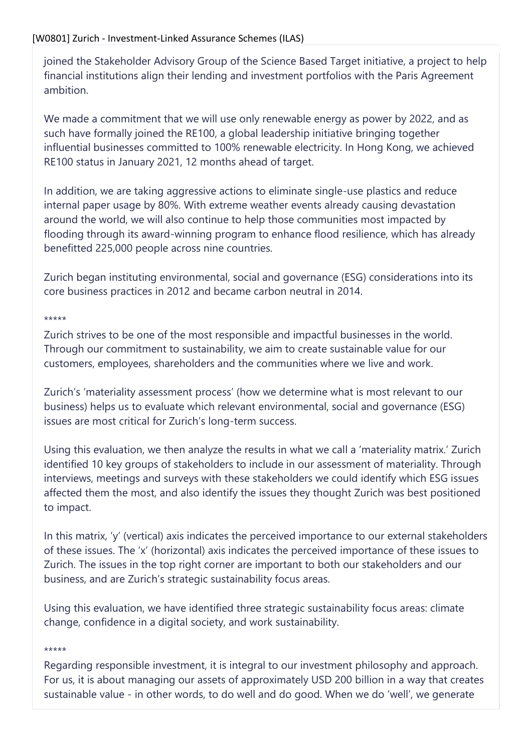joined the Stakeholder Advisory Group of the Science Based Target initiative, a project to help financial institutions align their lending and investment portfolios with the Paris Agreement ambition.

We made a commitment that we will use only renewable energy as power by 2022, and as such have formally joined the RE100, a global leadership initiative bringing together influential businesses committed to 100% renewable electricity. In Hong Kong, we achieved RE100 status in January 2021, 12 months ahead of target.

In addition, we are taking aggressive actions to eliminate single-use plastics and reduce internal paper usage by 80%. With extreme weather events already causing devastation around the world, we will also continue to help those communities most impacted by flooding through its award-winning program to enhance flood resilience, which has already benefitted 225,000 people across nine countries.

Zurich began instituting environmental, social and governance (ESG) considerations into its core business practices in 2012 and became carbon neutral in 2014.

*****

Zurich strives to be one of the most responsible and impactful businesses in the world. Through our commitment to sustainability, we aim to create sustainable value for our customers, employees, shareholders and the communities where we live and work.

Zurich's 'materiality assessment process' (how we determine what is most relevant to our business) helps us to evaluate which relevant environmental, social and governance (ESG) issues are most critical for Zurich's long-term success.

Using this evaluation, we then analyze the results in what we call a 'materiality matrix.' Zurich identified 10 key groups of stakeholders to include in our assessment of materiality. Through interviews, meetings and surveys with these stakeholders we could identify which ESG issues affected them the most, and also identify the issues they thought Zurich was best positioned to impact.

In this matrix, 'y' (vertical) axis indicates the perceived importance to our external stakeholders of these issues. The 'x' (horizontal) axis indicates the perceived importance of these issues to Zurich. The issues in the top right corner are important to both our stakeholders and our business, and are Zurich's strategic sustainability focus areas.

Using this evaluation, we have identified three strategic sustainability focus areas: climate change, confidence in a digital society, and work sustainability.

*****

Regarding responsible investment, it is integral to our investment philosophy and approach. For us, it is about managing our assets of approximately USD 200 billion in a way that creates sustainable value - in other words, to do well and do good. When we do 'well', we generate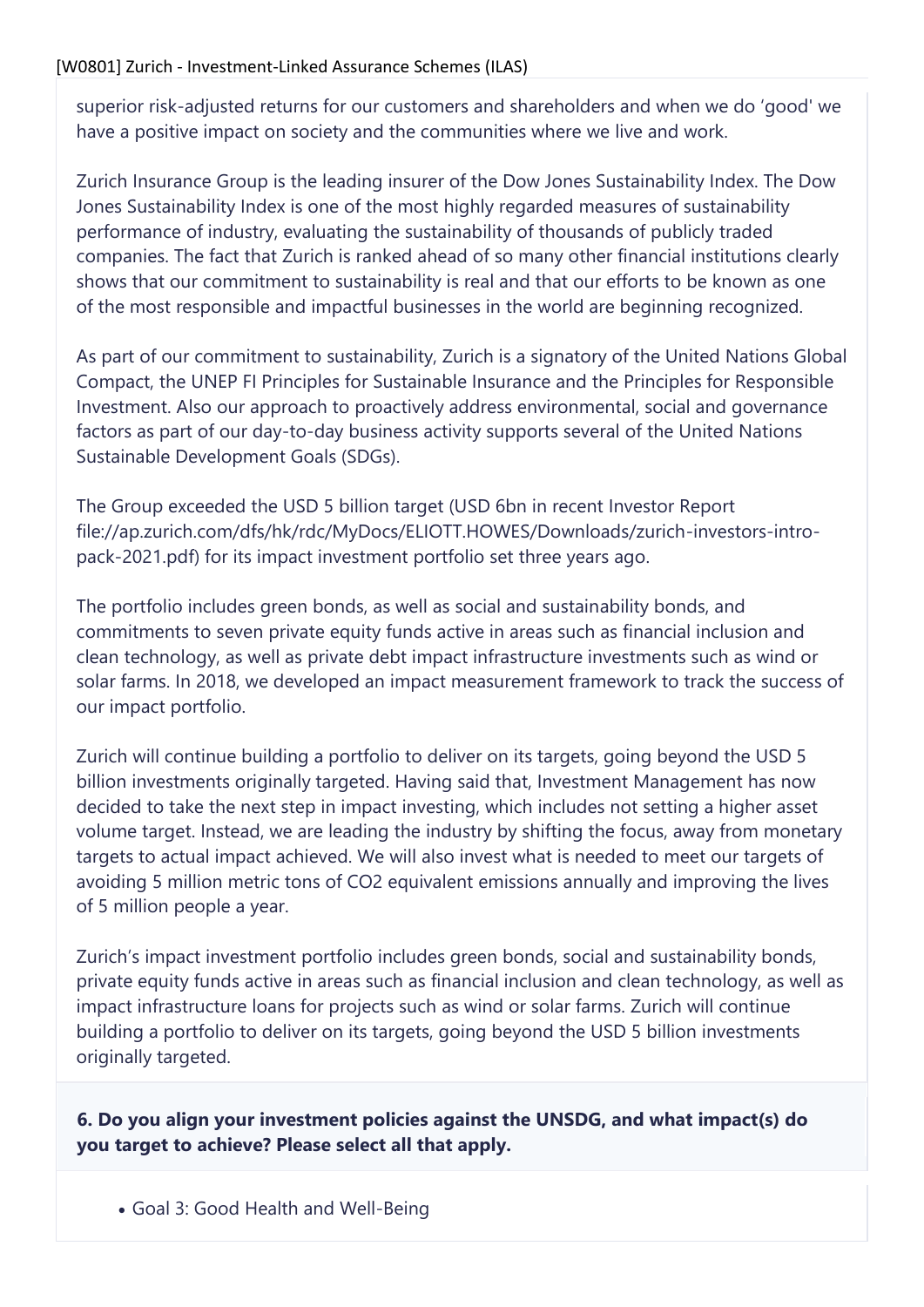superior risk-adjusted returns for our customers and shareholders and when we do 'good' we have a positive impact on society and the communities where we live and work.

Zurich Insurance Group is the leading insurer of the Dow Jones Sustainability Index. The Dow Jones Sustainability Index is one of the most highly regarded measures of sustainability performance of industry, evaluating the sustainability of thousands of publicly traded companies. The fact that Zurich is ranked ahead of so many other financial institutions clearly shows that our commitment to sustainability is real and that our efforts to be known as one of the most responsible and impactful businesses in the world are beginning recognized.

As part of our commitment to sustainability, Zurich is a signatory of the United Nations Global Compact, the UNEP FI Principles for Sustainable Insurance and the Principles for Responsible Investment. Also our approach to proactively address environmental, social and governance factors as part of our day-to-day business activity supports several of the United Nations Sustainable Development Goals (SDGs).

The Group exceeded the USD 5 billion target (USD 6bn in recent Investor Report file://ap.zurich.com/dfs/hk/rdc/MyDocs/ELIOTT.HOWES/Downloads/zurich-investors-intro-pack-2021.pdf) for its impact investment portfolio set three years ago.

The portfolio includes green bonds, as well as social and sustainability bonds, and commitments to seven private equity funds active in areas such as financial inclusion and clean technology, as well as private debt impact infrastructure investments such as wind or solar farms. In 2018, we developed an impact measurement framework to track the success of our impact portfolio.

Zurich will continue building a portfolio to deliver on its targets, going beyond the USD 5 billion investments originally targeted. Having said that, Investment Management has now decided to take the next step in impact investing, which includes not setting a higher asset volume target. Instead, we are leading the industry by shifting the focus, away from monetary targets to actual impact achieved. We will also invest what is needed to meet our targets of avoiding 5 million metric tons of $CO_2$ equivalent emissions annually and improving the lives of 5 million people a year.

Zurich's impact investment portfolio includes green bonds, social and sustainability bonds, private equity funds active in areas such as financial inclusion and clean technology, as well as impact infrastructure loans for projects such as wind or solar farms. Zurich will continue building a portfolio to deliver on its targets, going beyond the USD 5 billion investments originally targeted.

**6. Do you align your investment policies against the UNSDG, and what impact(s) do you target to achieve? Please select all that apply.**

- Goal 3: Good Health and Well-Being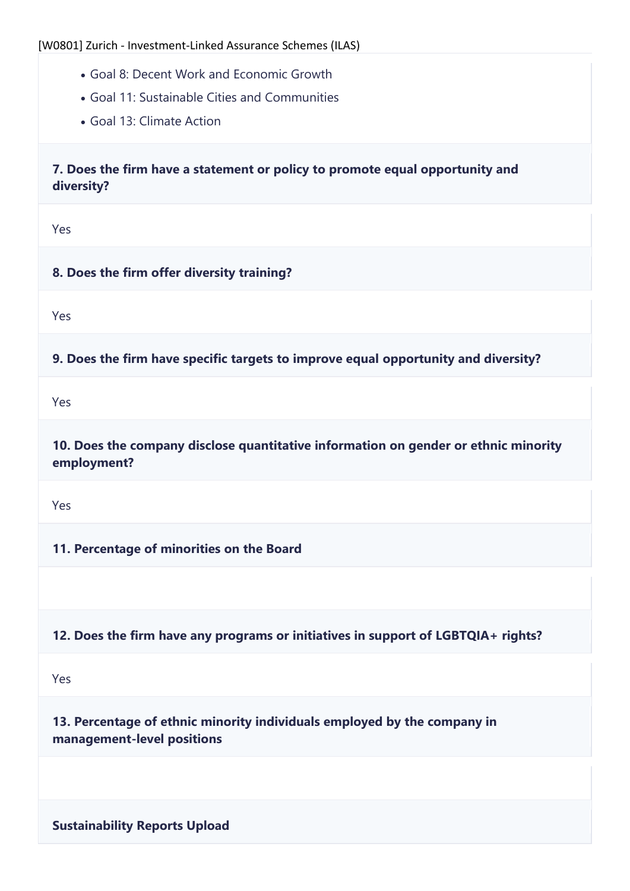- Goal 8: Decent Work and Economic Growth
- Goal 11: Sustainable Cities and Communities
- Goal 13: Climate Action

**7. Does the firm have a statement or policy to promote equal opportunity and diversity?**

Yes

**8. Does the firm offer diversity training?**

Yes

**9. Does the firm have specific targets to improve equal opportunity and diversity?**

Yes

**10. Does the company disclose quantitative information on gender or ethnic minority employment?**

Yes

**11. Percentage of minorities on the Board**

**12. Does the firm have any programs or initiatives in support of LGBTQIA+ rights?**

Yes

**13. Percentage of ethnic minority individuals employed by the company in management-level positions**

**Sustainability Reports Upload**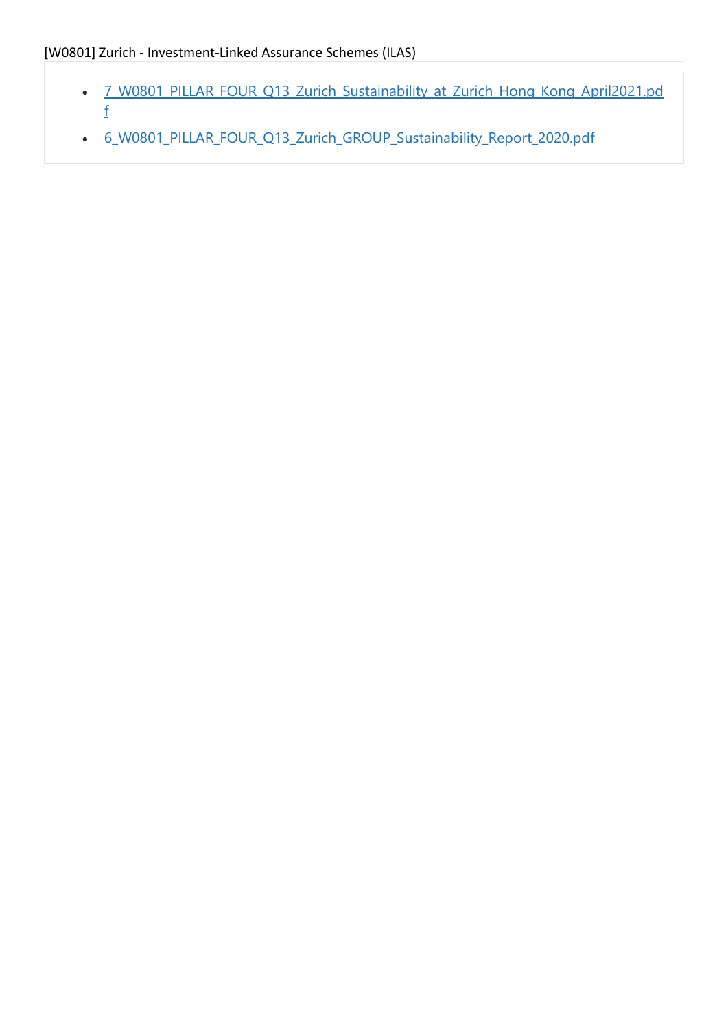[W0801] Zurich - Investment-Linked Assurance Schemes (ILAS)

- 7_W0801_PILLAR_FOUR_Q13_Zurich_Sustainability_at_Zurich_Hong_Kong_April2021.pdf
- 6_W0801_PILLAR_FOUR_Q13_Zurich_GROUP_Sustainability_Report_2020.pdf